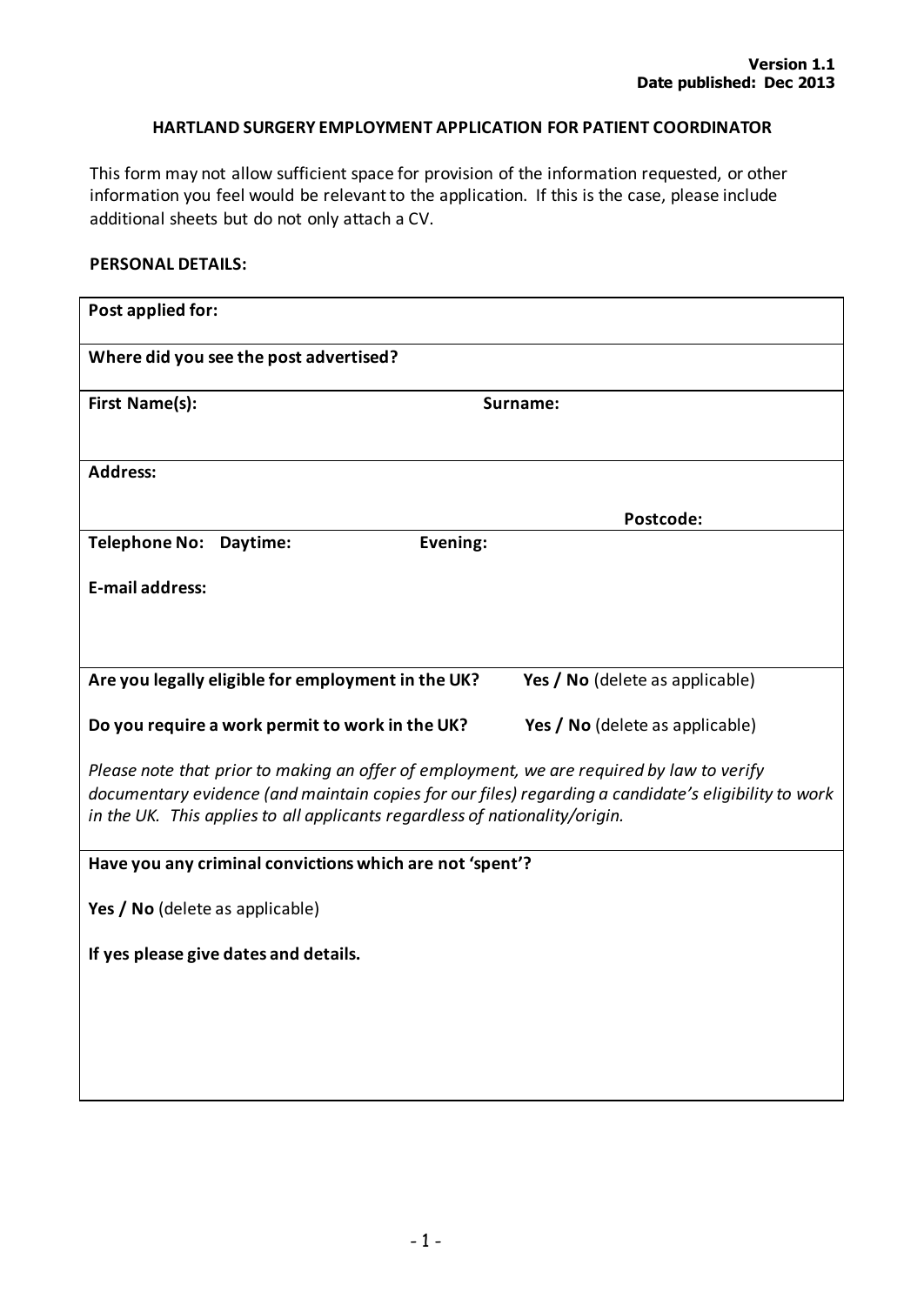**Version 1.1**
**Date published: Dec 2013**

# HARTLAND SURGERY EMPLOYMENT APPLICATION FOR PATIENT COORDINATOR

This form may not allow sufficient space for provision of the information requested, or other information you feel would be relevant to the application. If this is the case, please include additional sheets but do not only attach a CV.

**PERSONAL DETAILS:**

| | |
|---|---|
| **Post applied for:** | |
| **Where did you see the post advertised?** | |
| **First Name(s):** | **Surname:** |
| **Address:** | **Postcode:** |
| **Telephone No: Daytime:** | **Evening:** |
| **E-mail address:** | |
| **Are you legally eligible for employment in the UK?** | **Yes / No** (delete as applicable) |
| **Do you require a work permit to work in the UK?** | **Yes / No** (delete as applicable) |
| *Please note that prior to making an offer of employment, we are required by law to verify documentary evidence (and maintain copies for our files) regarding a candidate's eligibility to work in the UK. This applies to all applicants regardless of nationality/origin.* | |
| **Have you any criminal convictions which are not 'spent'?** | |
| **Yes / No** (delete as applicable) | |
| **If yes please give dates and details.** | |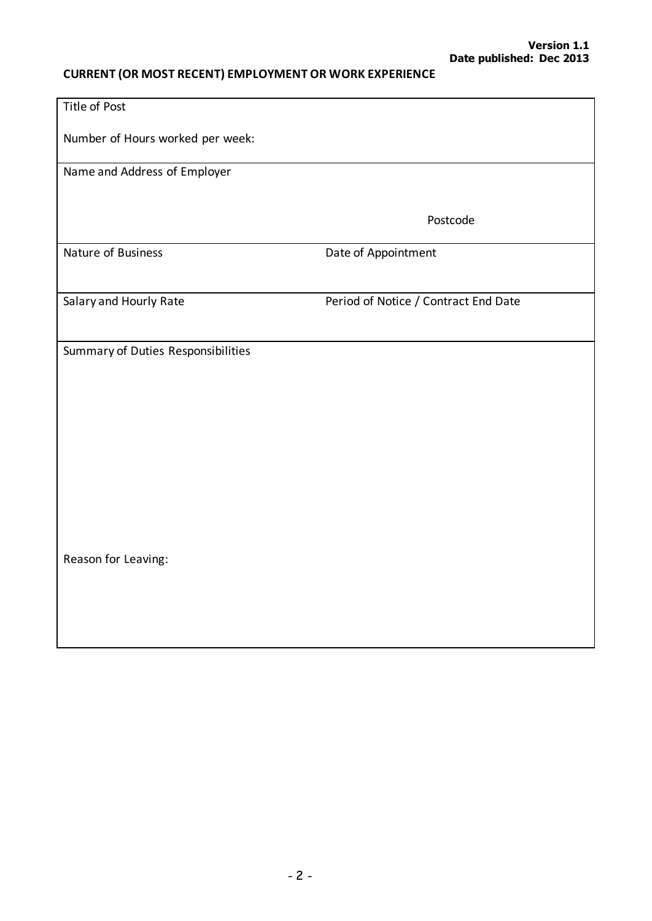Version 1.1
Date published: Dec 2013

**CURRENT (OR MOST RECENT) EMPLOYMENT OR WORK EXPERIENCE**

| | |
|---|---|
| Title of Post<br><br>Number of Hours worked per week: | |
| Name and Address of Employer | Postcode |
| Nature of Business | Date of Appointment |
| Salary and Hourly Rate | Period of Notice / Contract End Date |
| Summary of Duties Responsibilities<br><br><br><br>Reason for Leaving: | |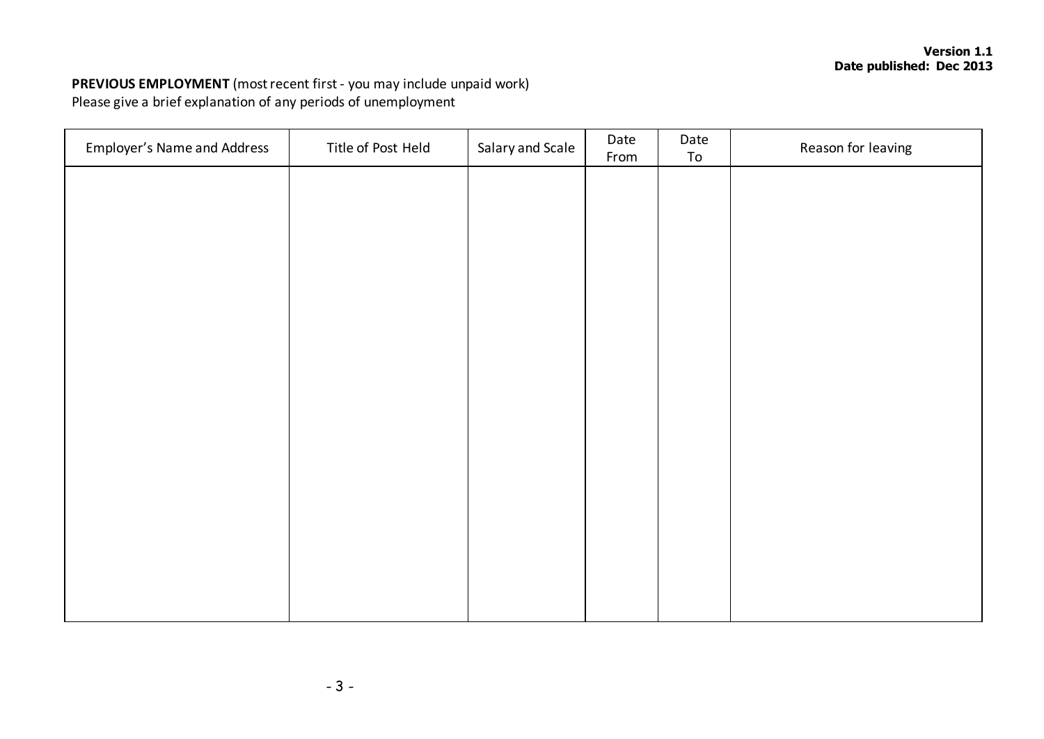**PREVIOUS EMPLOYMENT** (most recent first - you may include unpaid work)
Please give a brief explanation of any periods of unemployment

| Employer's Name and Address | Title of Post Held | Salary and Scale | Date From | Date To | Reason for leaving |
|---|---|---|---|---|---|
| | | | | | |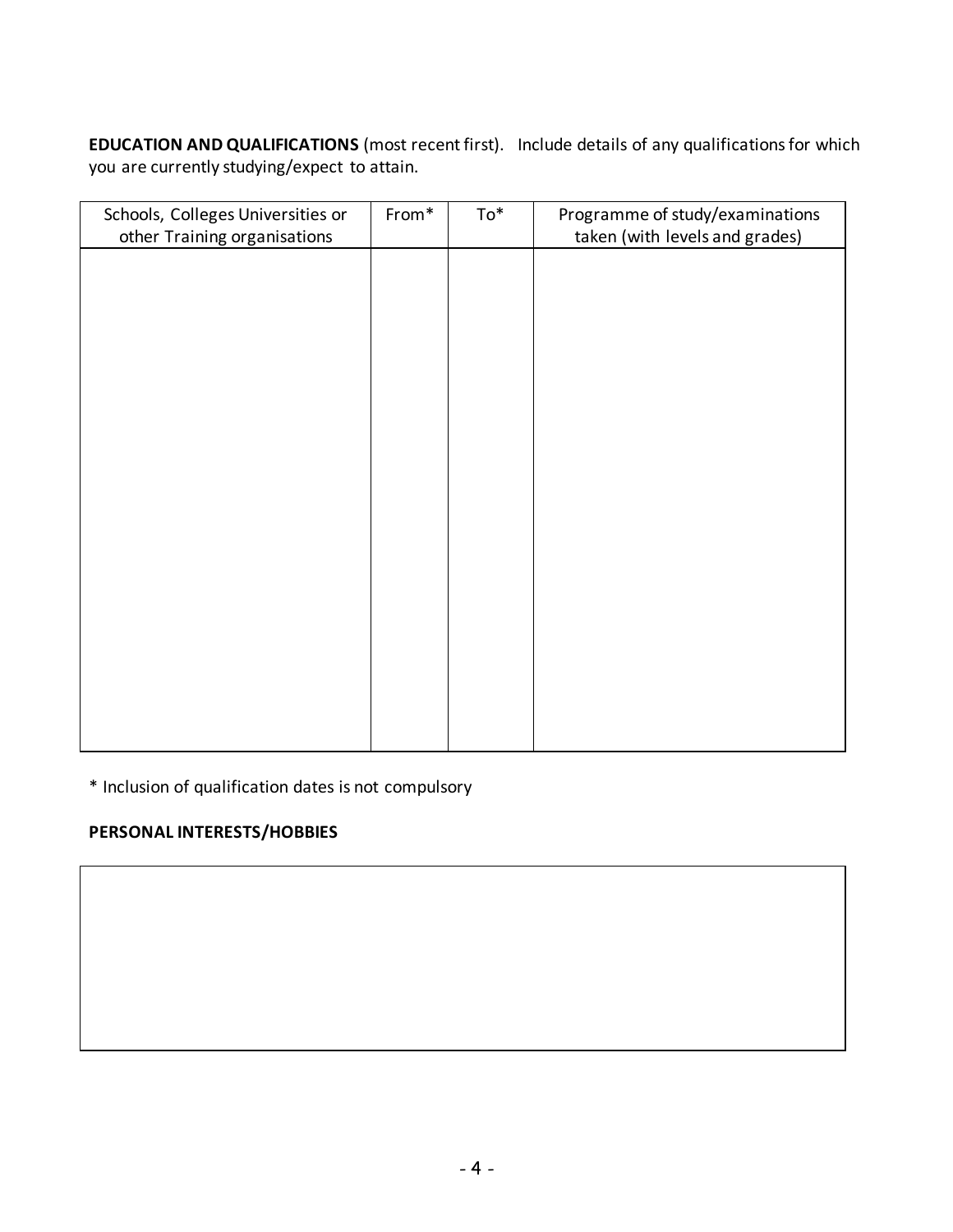**EDUCATION AND QUALIFICATIONS** (most recent first). Include details of any qualifications for which you are currently studying/expect to attain.

| Schools, Colleges Universities or other Training organisations | From* | To* | Programme of study/examinations taken (with levels and grades) |
| --- | --- | --- | --- |
| | | | |

* Inclusion of qualification dates is not compulsory

**PERSONAL INTERESTS/HOBBIES**

| |
| --- |
| |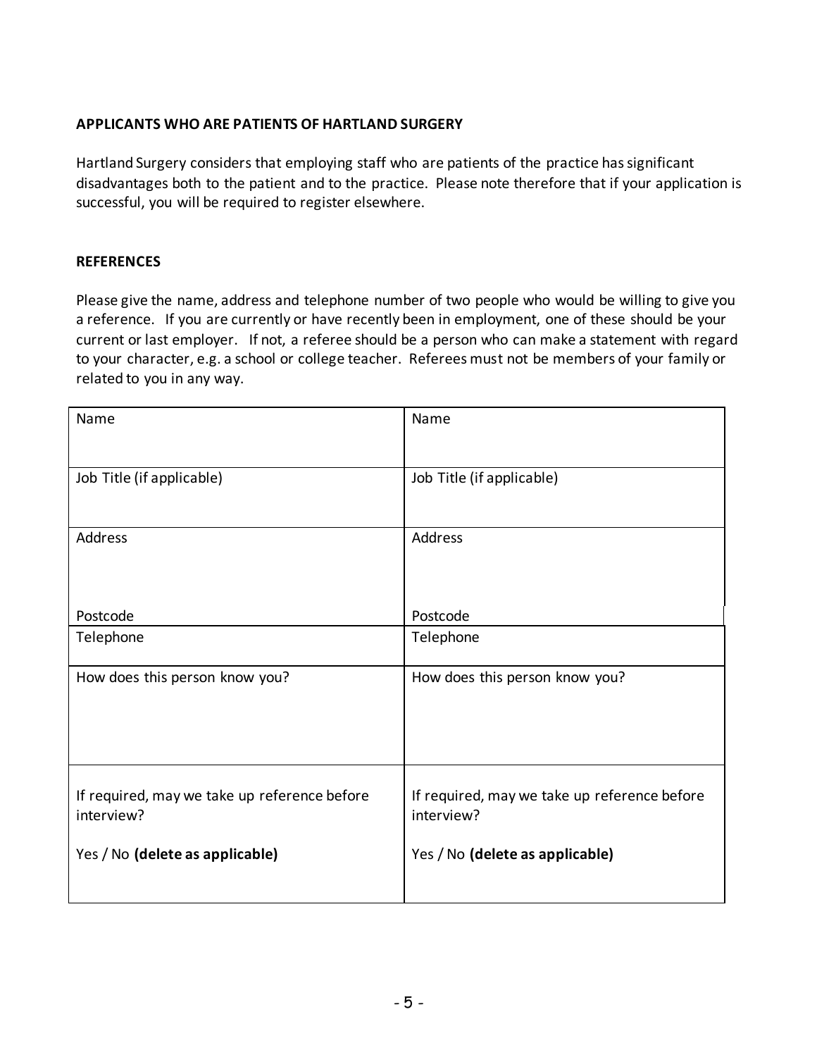### APPLICANTS WHO ARE PATIENTS OF HARTLAND SURGERY

Hartland Surgery considers that employing staff who are patients of the practice has significant disadvantages both to the patient and to the practice. Please note therefore that if your application is successful, you will be required to register elsewhere.

### REFERENCES

Please give the name, address and telephone number of two people who would be willing to give you a reference. If you are currently or have recently been in employment, one of these should be your current or last employer. If not, a referee should be a person who can make a statement with regard to your character, e.g. a school or college teacher. Referees must not be members of your family or related to you in any way.

| | |
|---|---|
| Name | Name |
| Job Title (if applicable) | Job Title (if applicable) |
| Address<br><br>Postcode | Address<br><br>Postcode |
| Telephone | Telephone |
| How does this person know you? | How does this person know you? |
| If required, may we take up reference before interview?<br><br>Yes / No **(delete as applicable)** | If required, may we take up reference before interview?<br><br>Yes / No **(delete as applicable)** |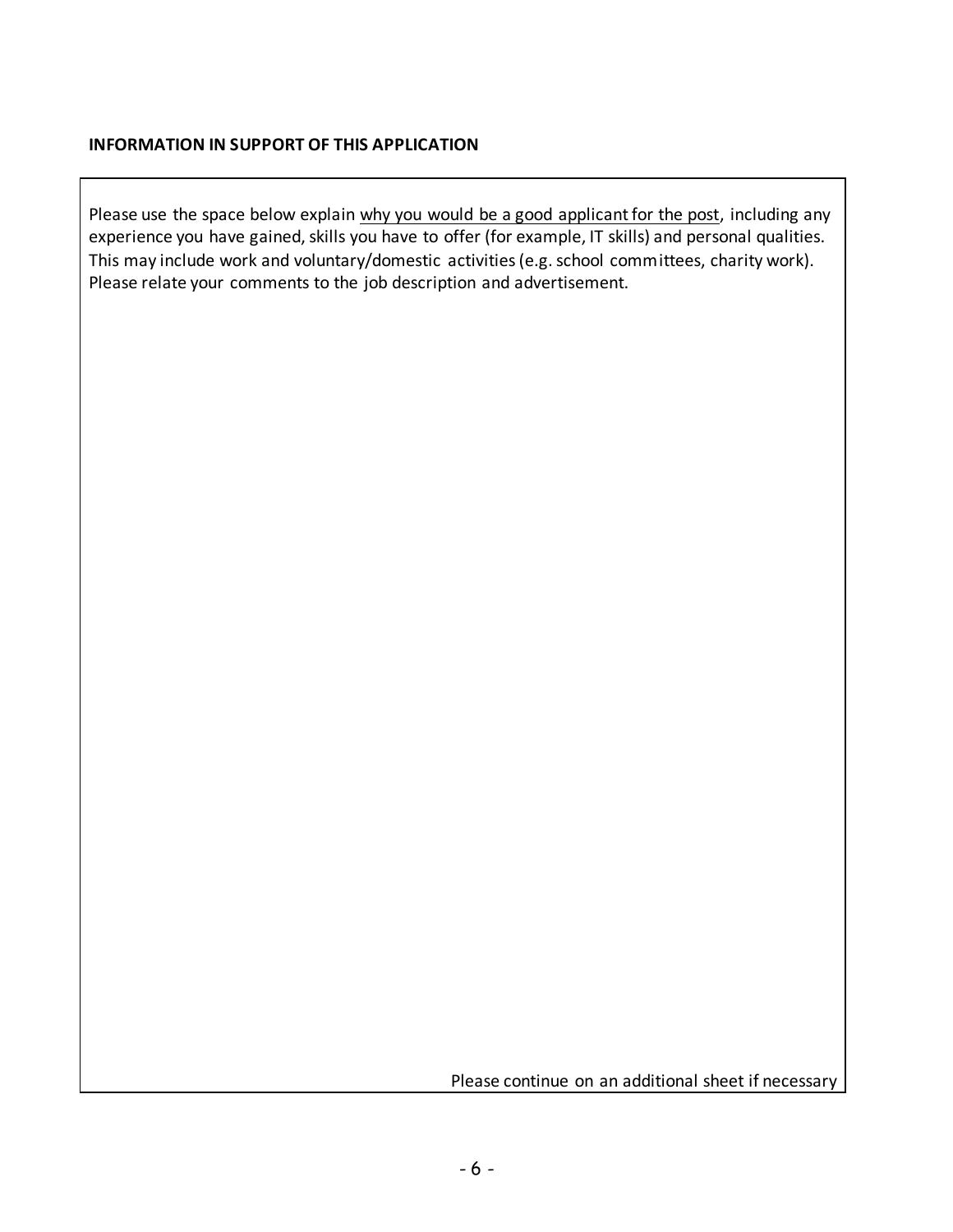**INFORMATION IN SUPPORT OF THIS APPLICATION**

Please use the space below explain <u>why you would be a good applicant for the post</u>, including any experience you have gained, skills you have to offer (for example, IT skills) and personal qualities. This may include work and voluntary/domestic activities (e.g. school committees, charity work). Please relate your comments to the job description and advertisement.

Please continue on an additional sheet if necessary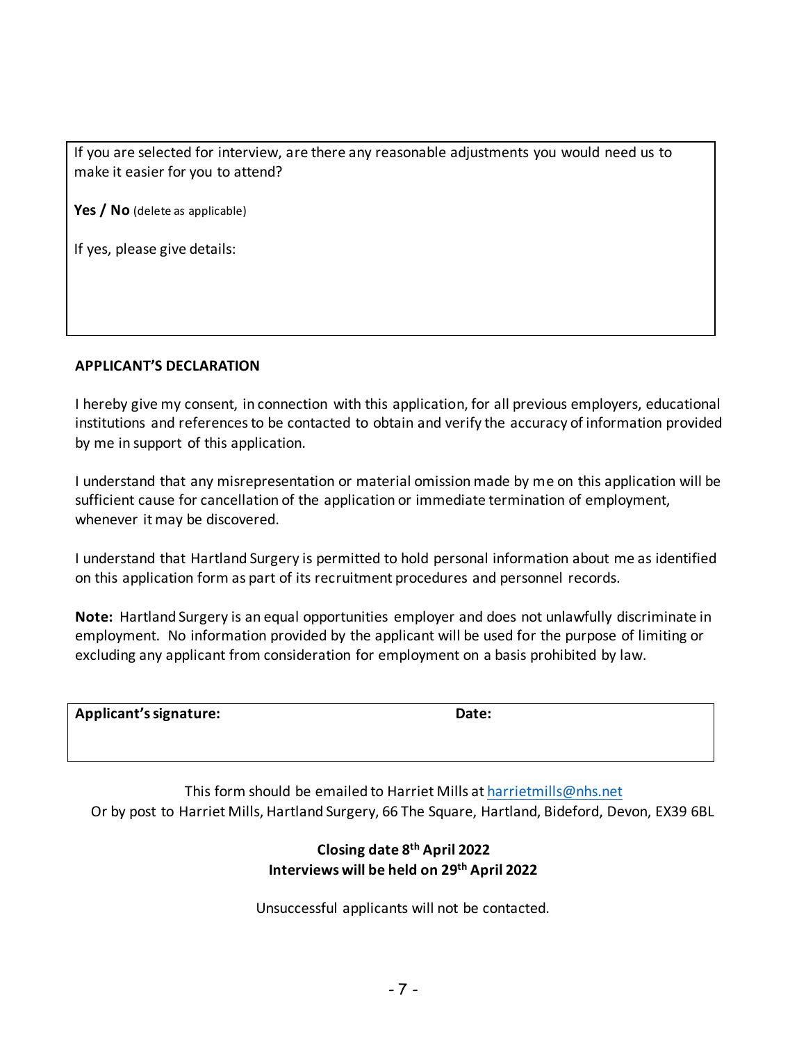If you are selected for interview, are there any reasonable adjustments you would need us to make it easier for you to attend?

**Yes / No** (delete as applicable)

If yes, please give details:

## APPLICANT'S DECLARATION

I hereby give my consent, in connection with this application, for all previous employers, educational institutions and references to be contacted to obtain and verify the accuracy of information provided by me in support of this application.

I understand that any misrepresentation or material omission made by me on this application will be sufficient cause for cancellation of the application or immediate termination of employment, whenever it may be discovered.

I understand that Hartland Surgery is permitted to hold personal information about me as identified on this application form as part of its recruitment procedures and personnel records.

**Note:** Hartland Surgery is an equal opportunities employer and does not unlawfully discriminate in employment. No information provided by the applicant will be used for the purpose of limiting or excluding any applicant from consideration for employment on a basis prohibited by law.

| **Applicant's signature:** | **Date:** |
|---|---|
| | |

This form should be emailed to Harriet Mills at harrietmills@nhs.net
Or by post to Harriet Mills, Hartland Surgery, 66 The Square, Hartland, Bideford, Devon, EX39 6BL

**Closing date 8th April 2022**
**Interviews will be held on 29th April 2022**

Unsuccessful applicants will not be contacted.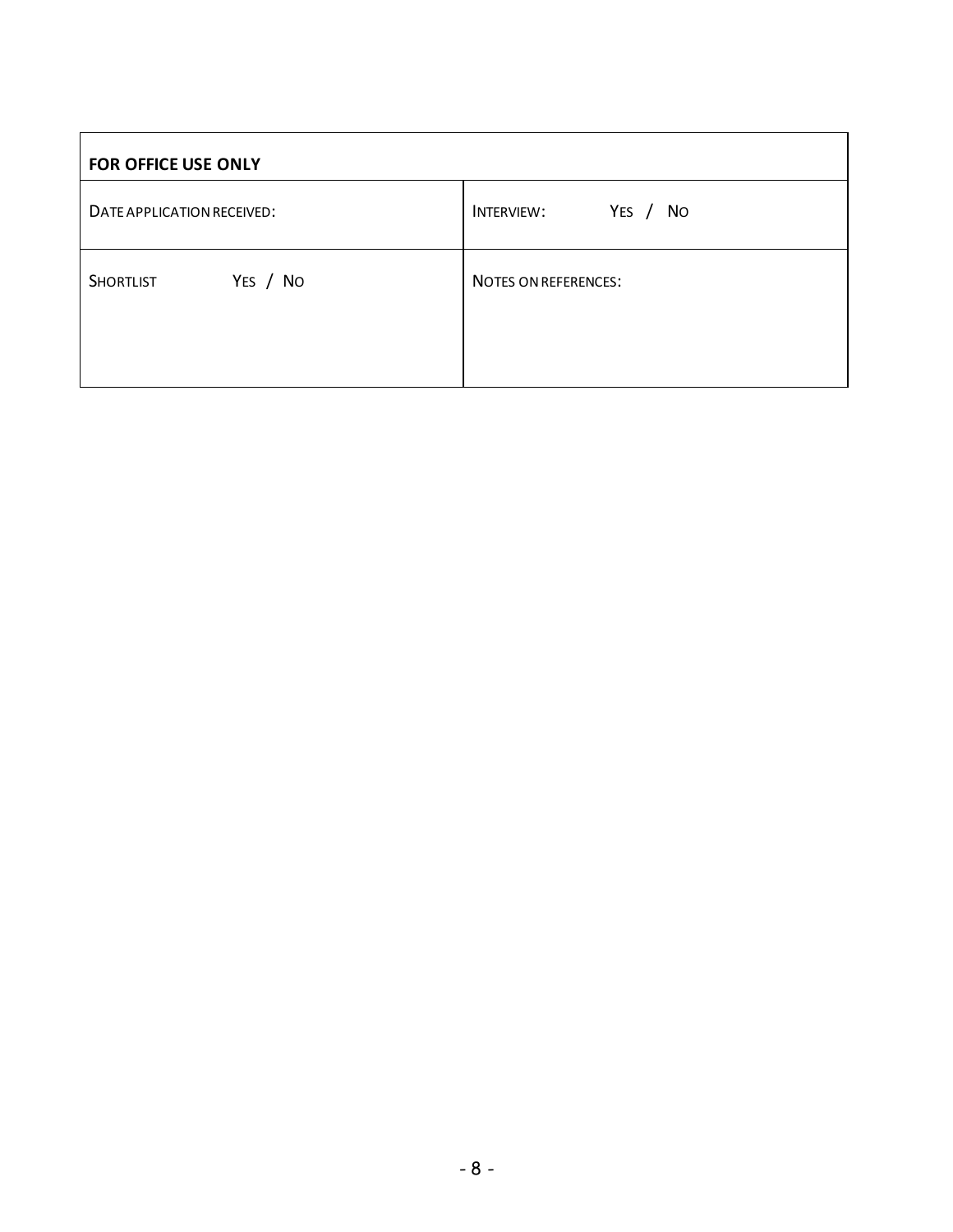| FOR OFFICE USE ONLY | |
| --- | --- |
| DATE APPLICATION RECEIVED: | INTERVIEW: YES / NO |
| SHORTLIST YES / NO | NOTES ON REFERENCES: |